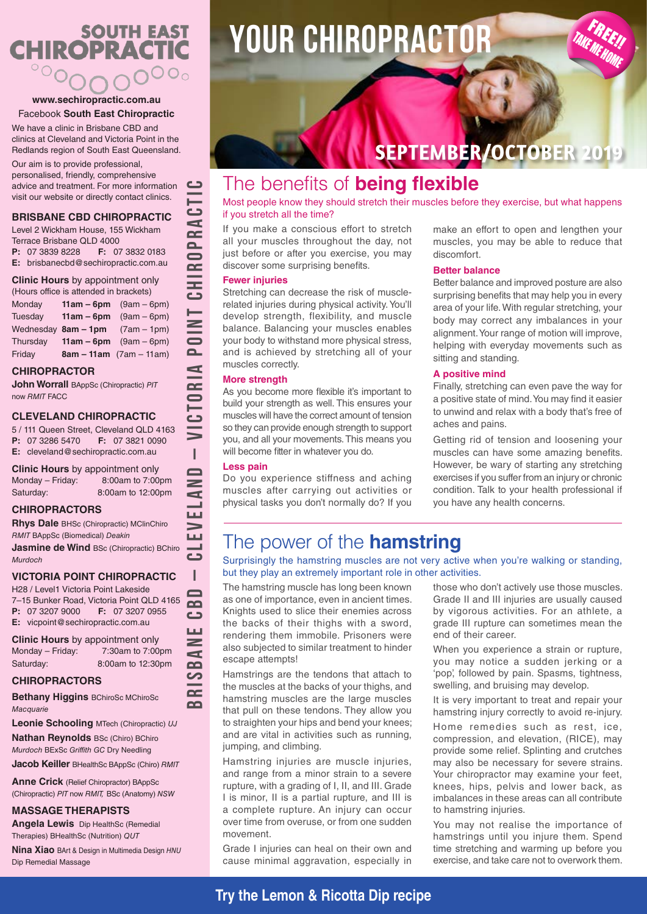# SOUTH EAST CHIROPRACTIC

**www.sechiropractic.com.au**

Facebook **South East Chiropractic**

We have a clinic in Brisbane CBD and clinics at Cleveland and Victoria Point in the Redlands region of South East Queensland.

Our aim is to provide professional, personalised, friendly, comprehensive advice and treatment. For more information visit our website or directly contact clinics.

## BRISBANE CBD CHIROPRACTIC

Level 2 Wickham House, 155 Wickham Terrace Brisbane QLD 4000
**P:** 07 3839 8228 **F:** 07 3832 0183
**E:** brisbanecbd@sechiropractic.com.au

**Clinic Hours** by appointment only
(Hours office is attended in brackets)

| | | |
|---|---|---|
| Monday | **11am – 6pm** | (9am – 6pm) |
| Tuesday | **11am – 6pm** | (9am – 6pm) |
| Wednesday | **8am – 1pm** | (7am – 1pm) |
| Thursday | **11am – 6pm** | (9am – 6pm) |
| Friday | **8am – 11am** | (7am – 11am) |

### CHIROPRACTOR

**John Worrall** BAppSc (Chiropractic) *PIT* now *RMIT* FACC

## CLEVELAND CHIROPRACTIC

5 / 111 Queen Street, Cleveland QLD 4163
**P:** 07 3286 5470 **F:** 07 3821 0090
**E:** cleveland@sechiropractic.com.au

**Clinic Hours** by appointment only

| | |
|---|---|
| Monday – Friday: | 8:00am to 7:00pm |
| Saturday: | 8:00am to 12:00pm |

### CHIROPRACTORS

**Rhys Dale** BHSc (Chiropractic) MClinChiro *RMIT* BAppSc (Biomedical) *Deakin*

**Jasmine de Wind** BSc (Chiropractic) BChiro *Murdoch*

## VICTORIA POINT CHIROPRACTIC

H28 / Level1 Victoria Point Lakeside 7–15 Bunker Road, Victoria Point QLD 4165
**P:** 07 3207 9000 **F:** 07 3207 0955
**E:** vicpoint@sechiropractic.com.au

**Clinic Hours** by appointment only

| | |
|---|---|
| Monday – Friday: | 7:30am to 7:00pm |
| Saturday: | 8:00am to 12:30pm |

### CHIROPRACTORS

**Bethany Higgins** BChiroSc MChiroSc *Macquarie*

**Leonie Schooling** MTech (Chiropractic) *UJ*

**Nathan Reynolds** BSc (Chiro) BChiro *Murdoch* BExSc *Griffith GC* Dry Needling

**Jacob Keiller** BHealthSc BAppSc (Chiro) *RMIT*

**Anne Crick** (Relief Chiropractor) BAppSc (Chiropractic) *PIT* now *RMIT,* BSc (Anatomy) *NSW*

### MASSAGE THERAPISTS

**Angela Lewis** Dip HealthSc (Remedial Therapies) BHealthSc (Nutrition) *QUT*

**Nina Xiao** BArt & Design in Multimedia Design *HNU* Dip Remedial Massage

BRISBANE CBD – CLEVELAND – VICTORIA POINT CHIROPRACTIC

# YOUR CHIROPRACTOR

FREE!! TAKE ME HOME

SEPTEMBER/OCTOBER 2019

## The benefits of **being flexible**

Most people know they should stretch their muscles before they exercise, but what happens if you stretch all the time?

If you make a conscious effort to stretch all your muscles throughout the day, not just before or after you exercise, you may discover some surprising benefits.

### Fewer injuries

Stretching can decrease the risk of muscle-related injuries during physical activity. You'll develop strength, flexibility, and muscle balance. Balancing your muscles enables your body to withstand more physical stress, and is achieved by stretching all of your muscles correctly.

### More strength

As you become more flexible it's important to build your strength as well. This ensures your muscles will have the correct amount of tension so they can provide enough strength to support you, and all your movements. This means you will become fitter in whatever you do.

### Less pain

Do you experience stiffness and aching muscles after carrying out activities or physical tasks you don't normally do? If you make an effort to open and lengthen your muscles, you may be able to reduce that discomfort.

### Better balance

Better balance and improved posture are also surprising benefits that may help you in every area of your life. With regular stretching, your body may correct any imbalances in your alignment. Your range of motion will improve, helping with everyday movements such as sitting and standing.

### A positive mind

Finally, stretching can even pave the way for a positive state of mind. You may find it easier to unwind and relax with a body that's free of aches and pains.

Getting rid of tension and loosening your muscles can have some amazing benefits. However, be wary of starting any stretching exercises if you suffer from an injury or chronic condition. Talk to your health professional if you have any health concerns.

## The power of the **hamstring**

Surprisingly the hamstring muscles are not very active when you're walking or standing, but they play an extremely important role in other activities.

The hamstring muscle has long been known as one of importance, even in ancient times. Knights used to slice their enemies across the backs of their thighs with a sword, rendering them immobile. Prisoners were also subjected to similar treatment to hinder escape attempts!

Hamstrings are the tendons that attach to the muscles at the backs of your thighs, and hamstring muscles are the large muscles that pull on these tendons. They allow you to straighten your hips and bend your knees; and are vital in activities such as running, jumping, and climbing.

Hamstring injuries are muscle injuries, and range from a minor strain to a severe rupture, with a grading of I, II, and III. Grade I is minor, II is a partial rupture, and III is a complete rupture. An injury can occur over time from overuse, or from one sudden movement.

Grade I injuries can heal on their own and cause minimal aggravation, especially in those who don't actively use those muscles. Grade II and III injuries are usually caused by vigorous activities. For an athlete, a grade III rupture can sometimes mean the end of their career.

When you experience a strain or rupture, you may notice a sudden jerking or a 'pop', followed by pain. Spasms, tightness, swelling, and bruising may develop.

It is very important to treat and repair your hamstring injury correctly to avoid re-injury.

Home remedies such as rest, ice, compression, and elevation, (RICE), may provide some relief. Splinting and crutches may also be necessary for severe strains. Your chiropractor may examine your feet, knees, hips, pelvis and lower back, as imbalances in these areas can all contribute to hamstring injuries.

You may not realise the importance of hamstrings until you injure them. Spend time stretching and warming up before you exercise, and take care not to overwork them.

**Try the Lemon & Ricotta Dip recipe**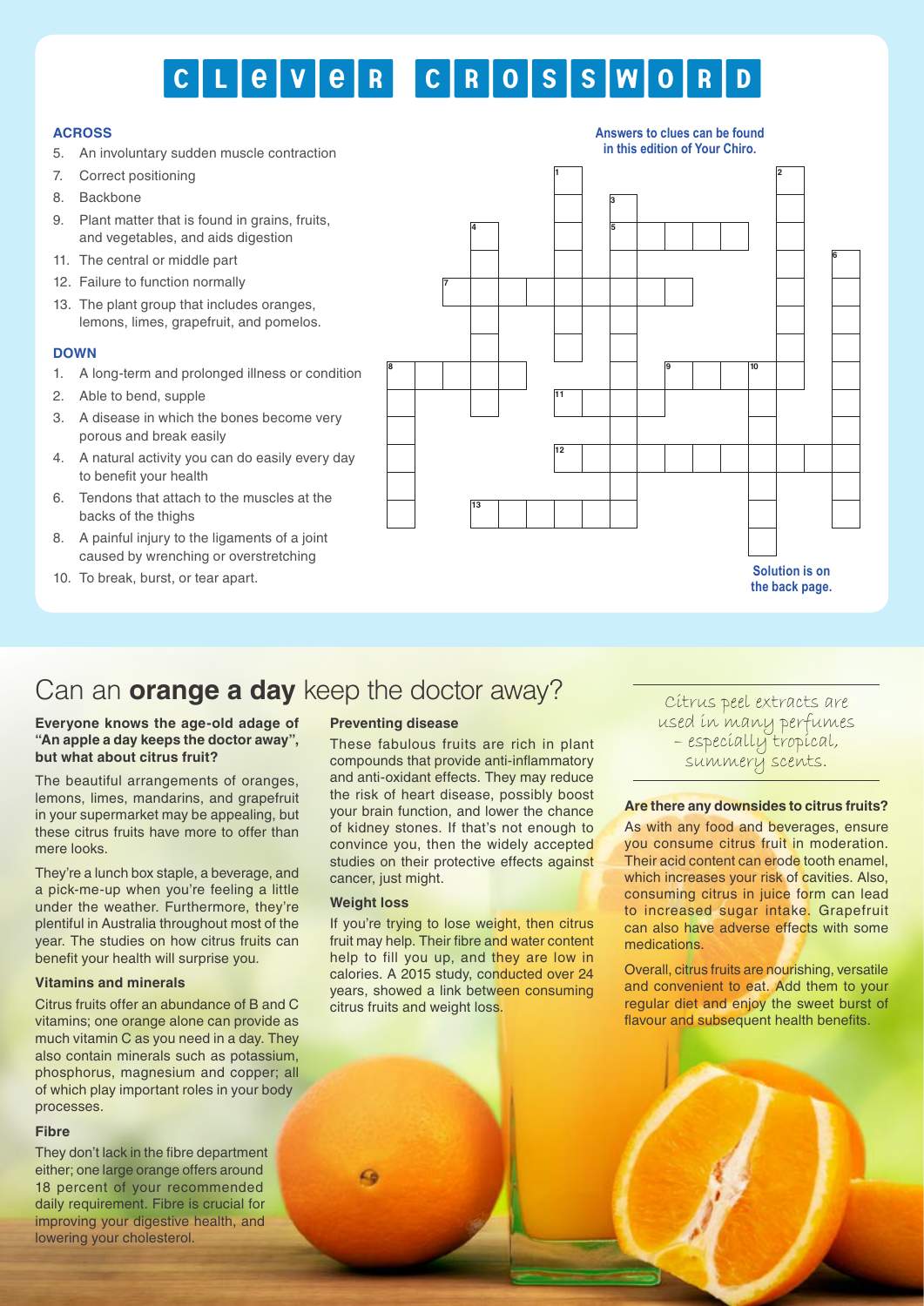# CLeVeR CROSSWORD

### ACROSS

5. An involuntary sudden muscle contraction
7. Correct positioning
8. Backbone
9. Plant matter that is found in grains, fruits, and vegetables, and aids digestion
11. The central or middle part
12. Failure to function normally
13. The plant group that includes oranges, lemons, limes, grapefruit, and pomelos.

### DOWN

1. A long-term and prolonged illness or condition
2. Able to bend, supple
3. A disease in which the bones become very porous and break easily
4. A natural activity you can do easily every day to benefit your health
6. Tendons that attach to the muscles at the backs of the thighs
8. A painful injury to the ligaments of a joint caused by wrenching or overstretching
10. To break, burst, or tear apart.

**Answers to clues can be found in this edition of Your Chiro.**

**Solution is on the back page.**

# Can an **orange a day** keep the doctor away?

**Everyone knows the age-old adage of "An apple a day keeps the doctor away", but what about citrus fruit?**

The beautiful arrangements of oranges, lemons, limes, mandarins, and grapefruit in your supermarket may be appealing, but these citrus fruits have more to offer than mere looks.

They're a lunch box staple, a beverage, and a pick-me-up when you're feeling a little under the weather. Furthermore, they're plentiful in Australia throughout most of the year. The studies on how citrus fruits can benefit your health will surprise you.

### Vitamins and minerals

Citrus fruits offer an abundance of B and C vitamins; one orange alone can provide as much vitamin C as you need in a day. They also contain minerals such as potassium, phosphorus, magnesium and copper; all of which play important roles in your body processes.

### Fibre

They don't lack in the fibre department either; one large orange offers around 18 percent of your recommended daily requirement. Fibre is crucial for improving your digestive health, and lowering your cholesterol.

### Preventing disease

These fabulous fruits are rich in plant compounds that provide anti-inflammatory and anti-oxidant effects. They may reduce the risk of heart disease, possibly boost your brain function, and lower the chance of kidney stones. If that's not enough to convince you, then the widely accepted studies on their protective effects against cancer, just might.

### Weight loss

If you're trying to lose weight, then citrus fruit may help. Their fibre and water content help to fill you up, and they are low in calories. A 2015 study, conducted over 24 years, showed a link between consuming citrus fruits and weight loss.

*Citrus peel extracts are used in many perfumes – especially tropical, summery scents.*

### Are there any downsides to citrus fruits?

As with any food and beverages, ensure you consume citrus fruit in moderation. Their acid content can erode tooth enamel, which increases your risk of cavities. Also, consuming citrus in juice form can lead to increased sugar intake. Grapefruit can also have adverse effects with some medications.

Overall, citrus fruits are nourishing, versatile and convenient to eat. Add them to your regular diet and enjoy the sweet burst of flavour and subsequent health benefits.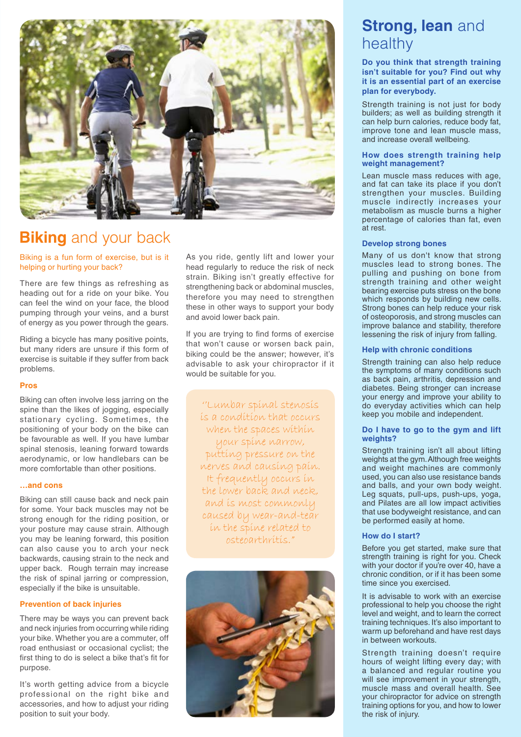# Biking and your back

Biking is a fun form of exercise, but is it helping or hurting your back?

There are few things as refreshing as heading out for a ride on your bike. You can feel the wind on your face, the blood pumping through your veins, and a burst of energy as you power through the gears.

Riding a bicycle has many positive points, but many riders are unsure if this form of exercise is suitable if they suffer from back problems.

### Pros

Biking can often involve less jarring on the spine than the likes of jogging, especially stationary cycling. Sometimes, the positioning of your body on the bike can be favourable as well. If you have lumbar spinal stenosis, leaning forward towards aerodynamic, or low handlebars can be more comfortable than other positions.

### ...and cons

Biking can still cause back and neck pain for some. Your back muscles may not be strong enough for the riding position, or your posture may cause strain. Although you may be leaning forward, this position can also cause you to arch your neck backwards, causing strain to the neck and upper back. Rough terrain may increase the risk of spinal jarring or compression, especially if the bike is unsuitable.

### Prevention of back injuries

There may be ways you can prevent back and neck injuries from occurring while riding your bike. Whether you are a commuter, off road enthusiast or occasional cyclist; the first thing to do is select a bike that's fit for purpose.

It's worth getting advice from a bicycle professional on the right bike and accessories, and how to adjust your riding position to suit your body.

As you ride, gently lift and lower your head regularly to reduce the risk of neck strain. Biking isn't greatly effective for strengthening back or abdominal muscles, therefore you may need to strengthen these in other ways to support your body and avoid lower back pain.

If you are trying to find forms of exercise that won't cause or worsen back pain, biking could be the answer; however, it's advisable to ask your chiropractor if it would be suitable for you.

> "Lumbar spinal stenosis is a condition that occurs when the spaces within your spine narrow, putting pressure on the nerves and causing pain. It frequently occurs in the lower back and neck, and is most commonly caused by wear-and-tear in the spine related to osteoarthritis."

# Strong, lean and healthy

**Do you think that strength training isn't suitable for you? Find out why it is an essential part of an exercise plan for everybody.**

Strength training is not just for body builders; as well as building strength it can help burn calories, reduce body fat, improve tone and lean muscle mass, and increase overall wellbeing.

### How does strength training help weight management?

Lean muscle mass reduces with age, and fat can take its place if you don't strengthen your muscles. Building muscle indirectly increases your metabolism as muscle burns a higher percentage of calories than fat, even at rest.

### Develop strong bones

Many of us don't know that strong muscles lead to strong bones. The pulling and pushing on bone from strength training and other weight bearing exercise puts stress on the bone which responds by building new cells. Strong bones can help reduce your risk of osteoporosis, and strong muscles can improve balance and stability, therefore lessening the risk of injury from falling.

### Help with chronic conditions

Strength training can also help reduce the symptoms of many conditions such as back pain, arthritis, depression and diabetes. Being stronger can increase your energy and improve your ability to do everyday activities which can help keep you mobile and independent.

### Do I have to go to the gym and lift weights?

Strength training isn't all about lifting weights at the gym. Although free weights and weight machines are commonly used, you can also use resistance bands and balls, and your own body weight. Leg squats, pull-ups, push-ups, yoga, and Pilates are all low impact activities that use bodyweight resistance, and can be performed easily at home.

### How do I start?

Before you get started, make sure that strength training is right for you. Check with your doctor if you're over 40, have a chronic condition, or if it has been some time since you exercised.

It is advisable to work with an exercise professional to help you choose the right level and weight, and to learn the correct training techniques. It's also important to warm up beforehand and have rest days in between workouts.

Strength training doesn't require hours of weight lifting every day; with a balanced and regular routine you will see improvement in your strength, muscle mass and overall health. See your chiropractor for advice on strength training options for you, and how to lower the risk of injury.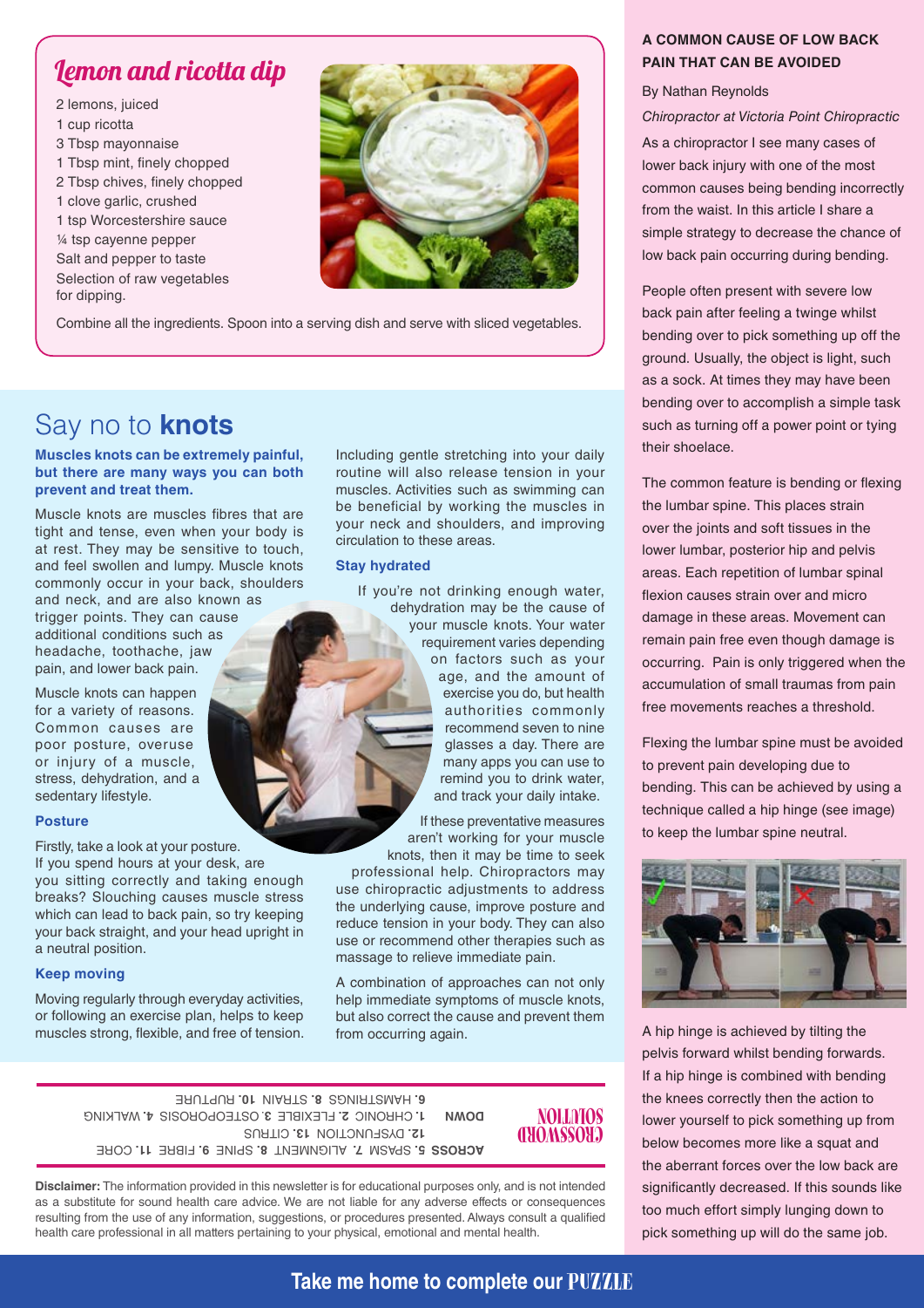## Lemon and ricotta dip

2 lemons, juiced
1 cup ricotta
3 Tbsp mayonnaise
1 Tbsp mint, finely chopped
2 Tbsp chives, finely chopped
1 clove garlic, crushed
1 tsp Worcestershire sauce
¼ tsp cayenne pepper
Salt and pepper to taste
Selection of raw vegetables for dipping.

Combine all the ingredients. Spoon into a serving dish and serve with sliced vegetables.

# Say no to **knots**

**Muscles knots can be extremely painful, but there are many ways you can both prevent and treat them.**

Muscle knots are muscles fibres that are tight and tense, even when your body is at rest. They may be sensitive to touch, and feel swollen and lumpy. Muscle knots commonly occur in your back, shoulders and neck, and are also known as trigger points. They can cause additional conditions such as headache, toothache, jaw pain, and lower back pain.

Muscle knots can happen for a variety of reasons. Common causes are poor posture, overuse or injury of a muscle, stress, dehydration, and a sedentary lifestyle.

### Posture

Firstly, take a look at your posture. If you spend hours at your desk, are you sitting correctly and taking enough breaks? Slouching causes muscle stress which can lead to back pain, so try keeping your back straight, and your head upright in a neutral position.

### Keep moving

Moving regularly through everyday activities, or following an exercise plan, helps to keep muscles strong, flexible, and free of tension.

Including gentle stretching into your daily routine will also release tension in your muscles. Activities such as swimming can be beneficial by working the muscles in your neck and shoulders, and improving circulation to these areas.

### Stay hydrated

If you're not drinking enough water, dehydration may be the cause of your muscle knots. Your water requirement varies depending on factors such as your age, and the amount of exercise you do, but health authorities commonly recommend seven to nine glasses a day. There are many apps you can use to remind you to drink water, and track your daily intake.

If these preventative measures aren't working for your muscle knots, then it may be time to seek professional help. Chiropractors may use chiropractic adjustments to address the underlying cause, improve posture and reduce tension in your body. They can also use or recommend other therapies such as massage to relieve immediate pain.

A combination of approaches can not only help immediate symptoms of muscle knots, but also correct the cause and prevent them from occurring again.

**CROSSWORD SOLUTION**

**ACROSS 5.** SPASM **7.** ALIGNMENT **8.** SPINE **9.** FIBRE **11.** CORE **12.** DYSFUNCTION **13.** CITRUS

**DOWN 1.** CHRONIC **2.** FLEXIBLE **3.** OSTEOPOROSIS **4.** WALKING **6.** HAMSTRINGS **8.** STRAIN **10.** RUPTURE

**Disclaimer:** The information provided in this newsletter is for educational purposes only, and is not intended as a substitute for sound health care advice. We are not liable for any adverse effects or consequences resulting from the use of any information, suggestions, or procedures presented. Always consult a qualified health care professional in all matters pertaining to your physical, emotional and mental health.

## A COMMON CAUSE OF LOW BACK PAIN THAT CAN BE AVOIDED

By Nathan Reynolds

*Chiropractor at Victoria Point Chiropractic*

As a chiropractor I see many cases of lower back injury with one of the most common causes being bending incorrectly from the waist. In this article I share a simple strategy to decrease the chance of low back pain occurring during bending.

People often present with severe low back pain after feeling a twinge whilst bending over to pick something up off the ground. Usually, the object is light, such as a sock. At times they may have been bending over to accomplish a simple task such as turning off a power point or tying their shoelace.

The common feature is bending or flexing the lumbar spine. This places strain over the joints and soft tissues in the lower lumbar, posterior hip and pelvis areas. Each repetition of lumbar spinal flexion causes strain over and micro damage in these areas. Movement can remain pain free even though damage is occurring. Pain is only triggered when the accumulation of small traumas from pain free movements reaches a threshold.

Flexing the lumbar spine must be avoided to prevent pain developing due to bending. This can be achieved by using a technique called a hip hinge (see image) to keep the lumbar spine neutral.

A hip hinge is achieved by tilting the pelvis forward whilst bending forwards. If a hip hinge is combined with bending the knees correctly then the action to lower yourself to pick something up from below becomes more like a squat and the aberrant forces over the low back are significantly decreased. If this sounds like too much effort simply lunging down to pick something up will do the same job.

**Take me home to complete our PUZZLE**